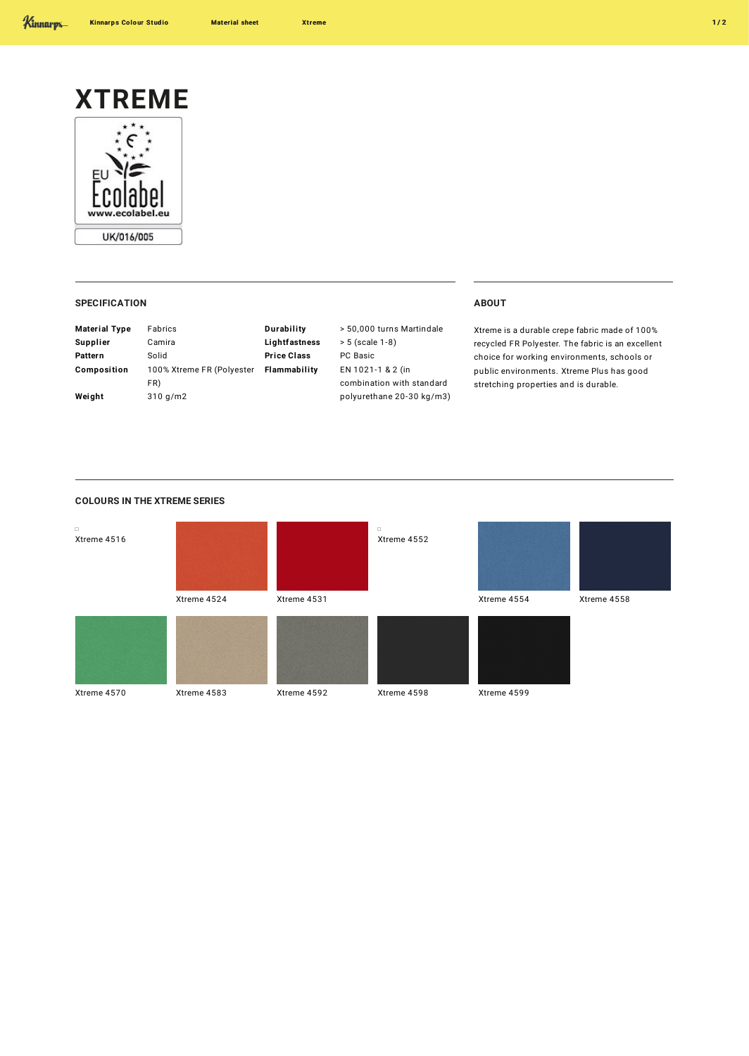# XTREME

EU Ecolabel
www.ecolabel.eu
UK/016/005

## SPECIFICATION

| | | | |
|---|---|---|---|
| **Material Type** | Fabrics | **Durability** | > 50,000 turns Martindale |
| **Supplier** | Camira | **Lightfastness** | > 5 (scale 1-8) |
| **Pattern** | Solid | **Price Class** | PC Basic |
| **Composition** | 100% Xtreme FR (Polyester FR) | **Flammability** | EN 1021-1 & 2 (in combination with standard polyurethane 20-30 kg/m3) |
| **Weight** | 310 g/m2 | | |

## ABOUT

Xtreme is a durable crepe fabric made of 100% recycled FR Polyester. The fabric is an excellent choice for working environments, schools or public environments. Xtreme Plus has good stretching properties and is durable.

## COLOURS IN THE XTREME SERIES

Xtreme 4516

Xtreme 4524

Xtreme 4531

Xtreme 4552

Xtreme 4554

Xtreme 4558

Xtreme 4570

Xtreme 4583

Xtreme 4592

Xtreme 4598

Xtreme 4599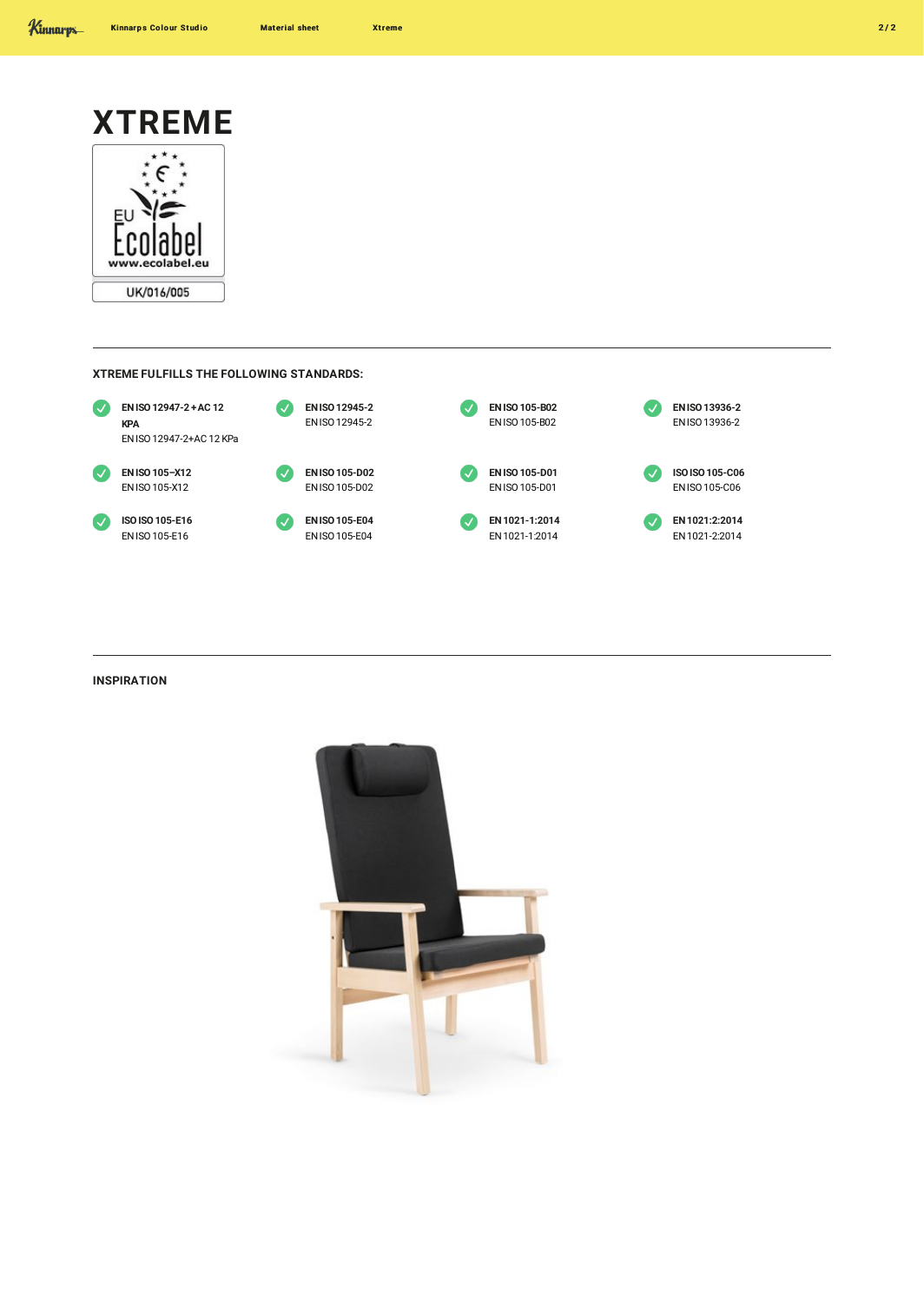# XTREME

UK/016/005

**XTREME FULFILLS THE FOLLOWING STANDARDS:**

- **EN ISO 12947-2 + AC 12 KPA**
  EN ISO 12947-2+AC 12 KPa
- **EN ISO 12945-2**
  EN ISO 12945-2
- **EN ISO 105-B02**
  EN ISO 105-B02
- **EN ISO 13936-2**
  EN ISO 13936-2
- **EN ISO 105–X12**
  EN ISO 105-X12
- **EN ISO 105-D02**
  EN ISO 105-D02
- **EN ISO 105-D01**
  EN ISO 105-D01
- **ISO ISO 105-C06**
  EN ISO 105-C06
- **ISO ISO 105-E16**
  EN ISO 105-E16
- **EN ISO 105-E04**
  EN ISO 105-E04
- **EN 1021-1:2014**
  EN 1021-1:2014
- **EN 1021:2:2014**
  EN 1021-2:2014

**INSPIRATION**